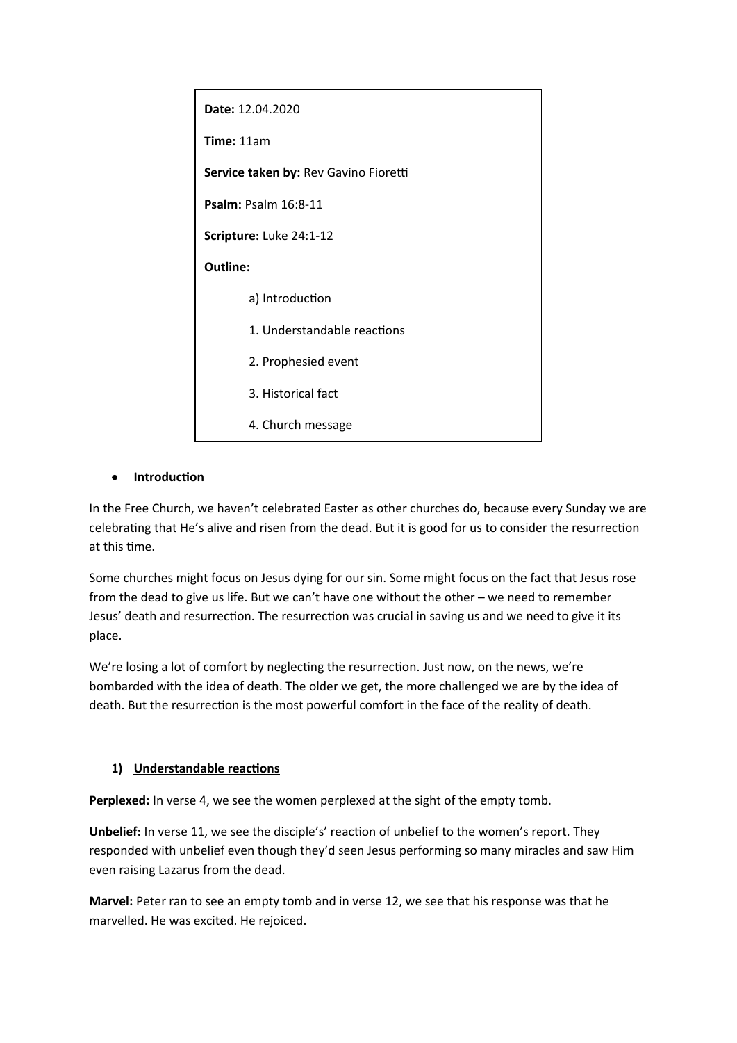**Date:** 12.04.2020

**Time:** 11am

**Service taken by:** Rev Gavino Fioretti

**Psalm:** Psalm 16:8-11

**Scripture:** Luke 24:1-12

**Outline:**

a) Introduction

1. Understandable reactions

2. Prophesied event

3. Historical fact

4. Church message

- **Introduction**

In the Free Church, we haven't celebrated Easter as other churches do, because every Sunday we are celebrating that He's alive and risen from the dead. But it is good for us to consider the resurrection at this time.

Some churches might focus on Jesus dying for our sin. Some might focus on the fact that Jesus rose from the dead to give us life. But we can't have one without the other – we need to remember Jesus' death and resurrection. The resurrection was crucial in saving us and we need to give it its place.

We're losing a lot of comfort by neglecting the resurrection. Just now, on the news, we're bombarded with the idea of death. The older we get, the more challenged we are by the idea of death. But the resurrection is the most powerful comfort in the face of the reality of death.

1) **Understandable reactions**

**Perplexed:** In verse 4, we see the women perplexed at the sight of the empty tomb.

**Unbelief:** In verse 11, we see the disciple's' reaction of unbelief to the women's report. They responded with unbelief even though they'd seen Jesus performing so many miracles and saw Him even raising Lazarus from the dead.

**Marvel:** Peter ran to see an empty tomb and in verse 12, we see that his response was that he marvelled. He was excited. He rejoiced.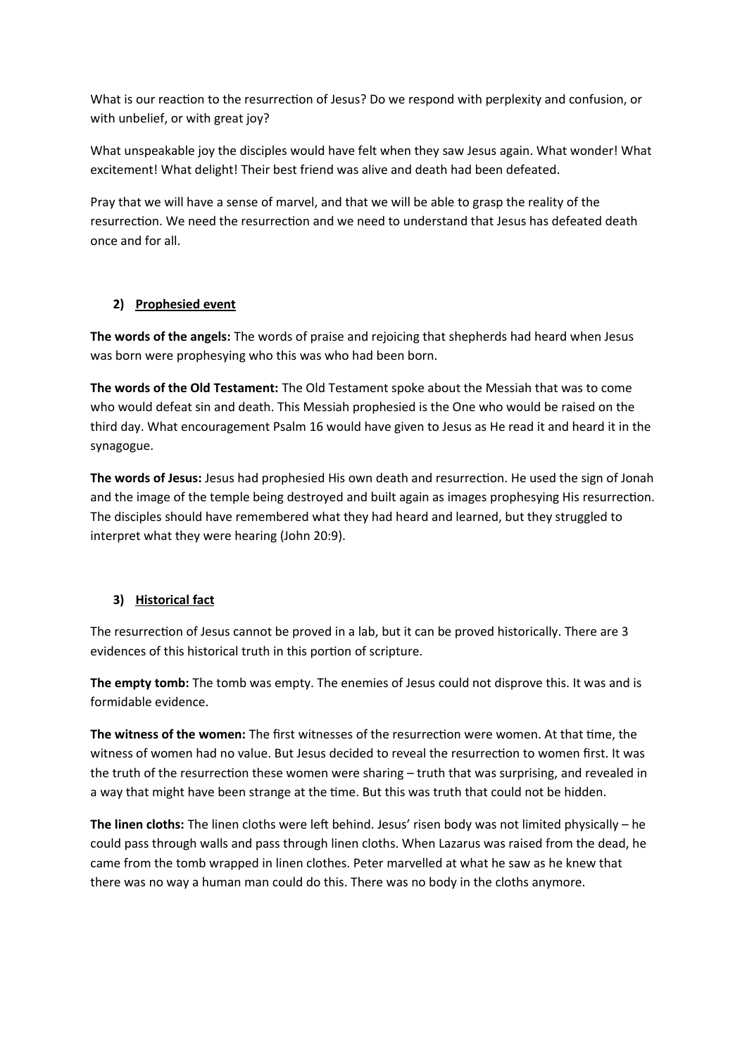What is our reaction to the resurrection of Jesus? Do we respond with perplexity and confusion, or with unbelief, or with great joy?

What unspeakable joy the disciples would have felt when they saw Jesus again. What wonder! What excitement! What delight! Their best friend was alive and death had been defeated.

Pray that we will have a sense of marvel, and that we will be able to grasp the reality of the resurrection. We need the resurrection and we need to understand that Jesus has defeated death once and for all.

## 2) <u>Prophesied event</u>

**The words of the angels:** The words of praise and rejoicing that shepherds had heard when Jesus was born were prophesying who this was who had been born.

**The words of the Old Testament:** The Old Testament spoke about the Messiah that was to come who would defeat sin and death. This Messiah prophesied is the One who would be raised on the third day. What encouragement Psalm 16 would have given to Jesus as He read it and heard it in the synagogue.

**The words of Jesus:** Jesus had prophesied His own death and resurrection. He used the sign of Jonah and the image of the temple being destroyed and built again as images prophesying His resurrection. The disciples should have remembered what they had heard and learned, but they struggled to interpret what they were hearing (John 20:9).

## 3) <u>Historical fact</u>

The resurrection of Jesus cannot be proved in a lab, but it can be proved historically. There are 3 evidences of this historical truth in this portion of scripture.

**The empty tomb:** The tomb was empty. The enemies of Jesus could not disprove this. It was and is formidable evidence.

**The witness of the women:** The first witnesses of the resurrection were women. At that time, the witness of women had no value. But Jesus decided to reveal the resurrection to women first. It was the truth of the resurrection these women were sharing – truth that was surprising, and revealed in a way that might have been strange at the time. But this was truth that could not be hidden.

**The linen cloths:** The linen cloths were left behind. Jesus' risen body was not limited physically – he could pass through walls and pass through linen cloths. When Lazarus was raised from the dead, he came from the tomb wrapped in linen clothes. Peter marvelled at what he saw as he knew that there was no way a human man could do this. There was no body in the cloths anymore.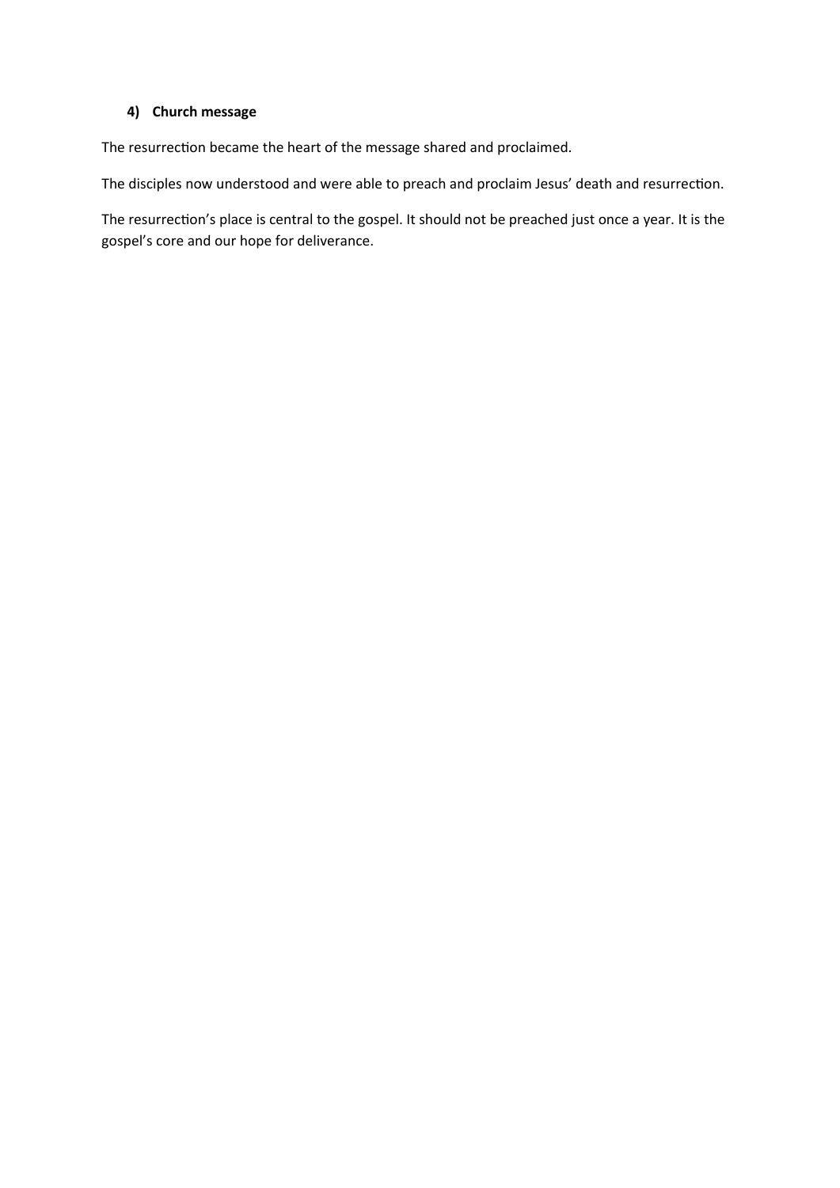#### 4) Church message

The resurrection became the heart of the message shared and proclaimed.

The disciples now understood and were able to preach and proclaim Jesus' death and resurrection.

The resurrection's place is central to the gospel. It should not be preached just once a year. It is the gospel's core and our hope for deliverance.